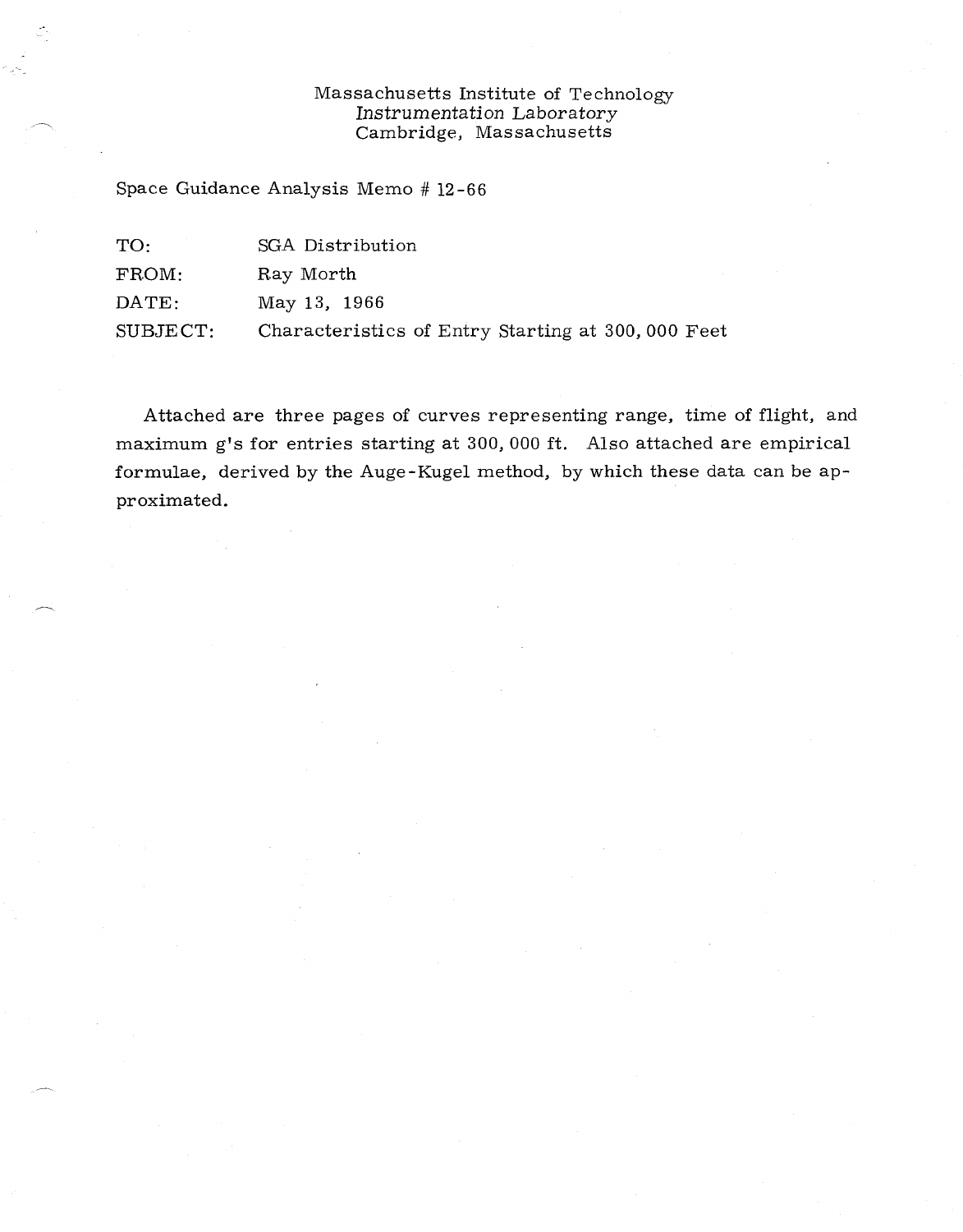Massachusetts Institute of Technology
*Instrumentation Laboratory*
Cambridge, Massachusetts

Space Guidance Analysis Memo # 12-66

TO: SGA Distribution

FROM: Ray Morth

DATE: May 13, 1966

SUBJECT: Characteristics of Entry Starting at 300, 000 Feet

Attached are three pages of curves representing range, time of flight, and maximum g's for entries starting at 300, 000 ft. Also attached are empirical formulae, derived by the Auge-Kugel method, by which these data can be approximated.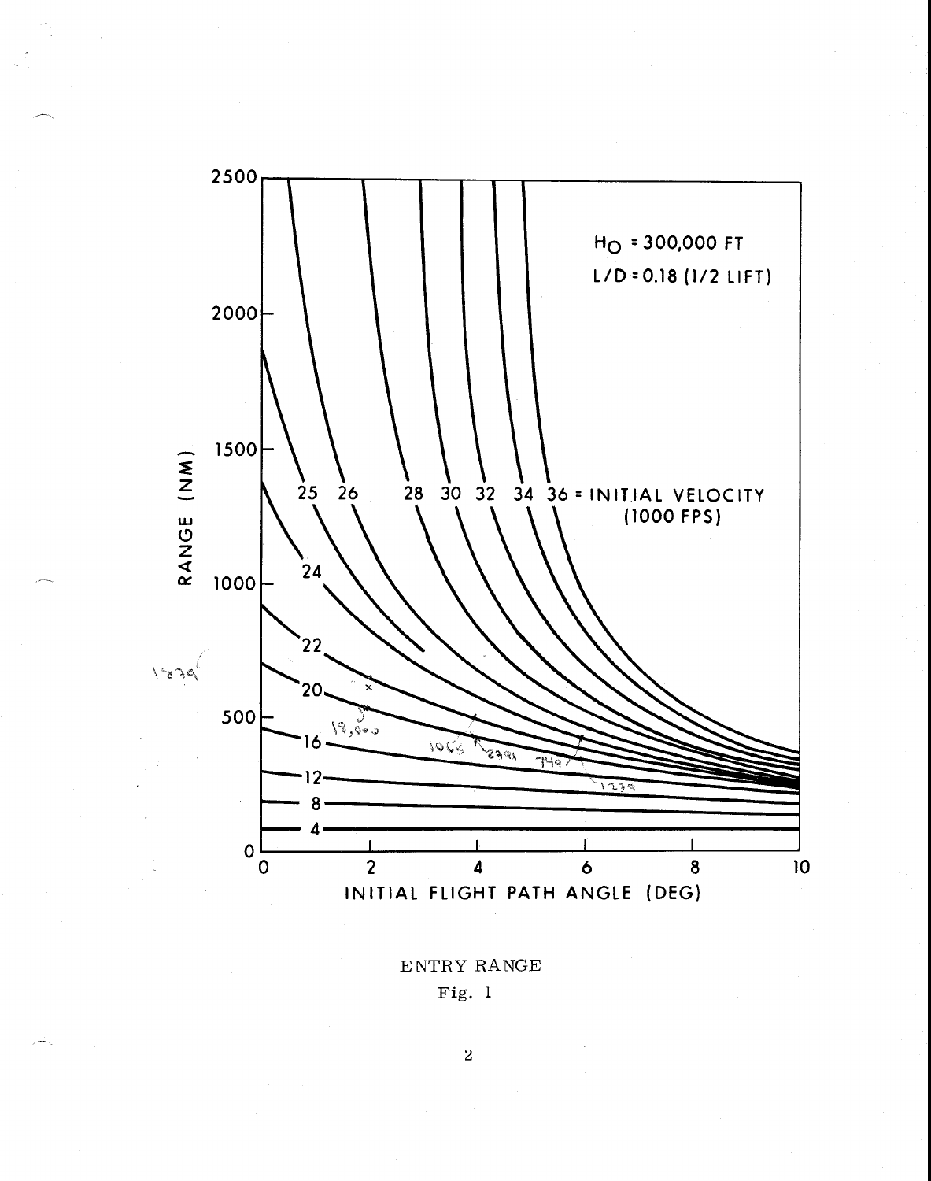ENTRY RANGE

Fig. 1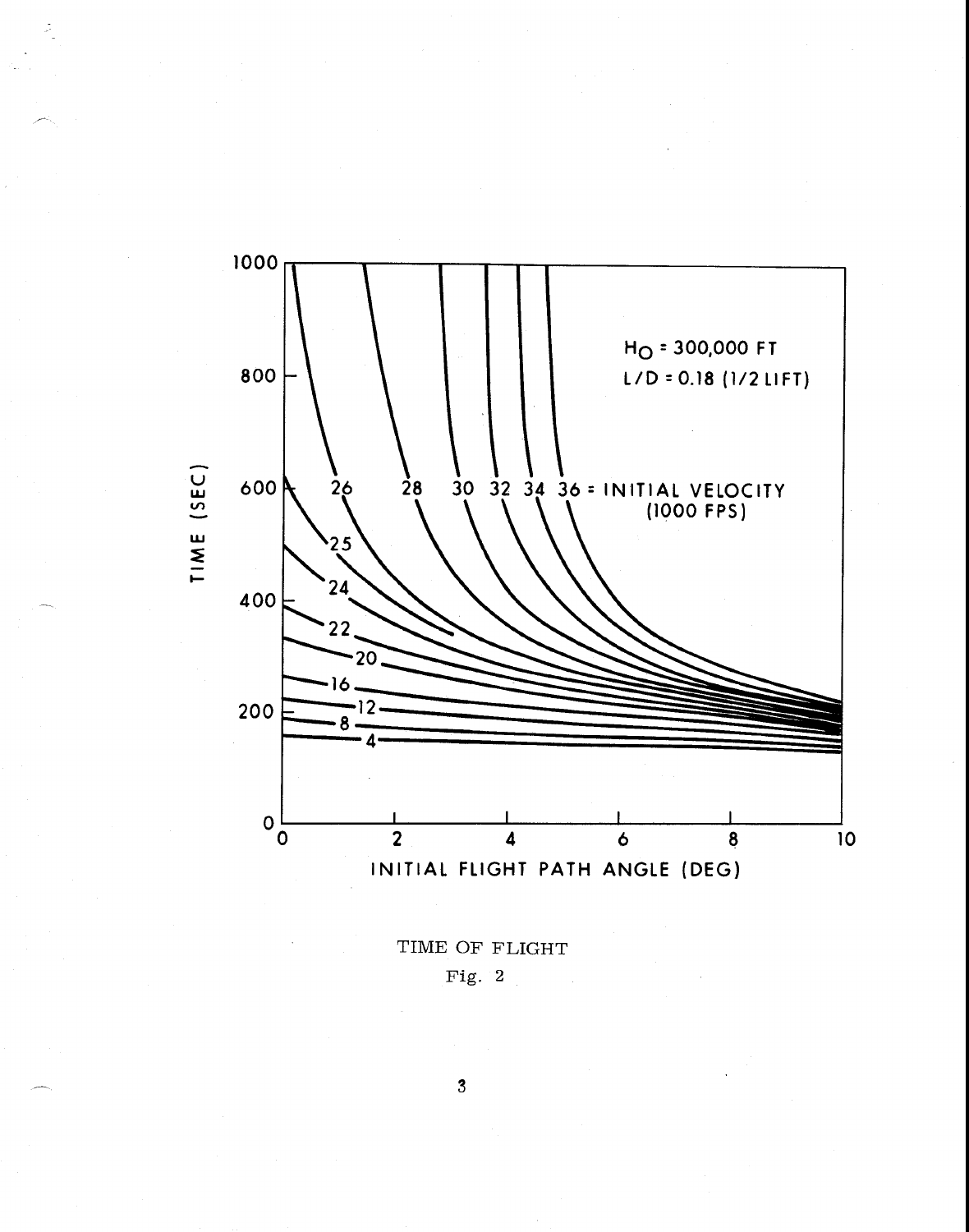TIME OF FLIGHT

Fig. 2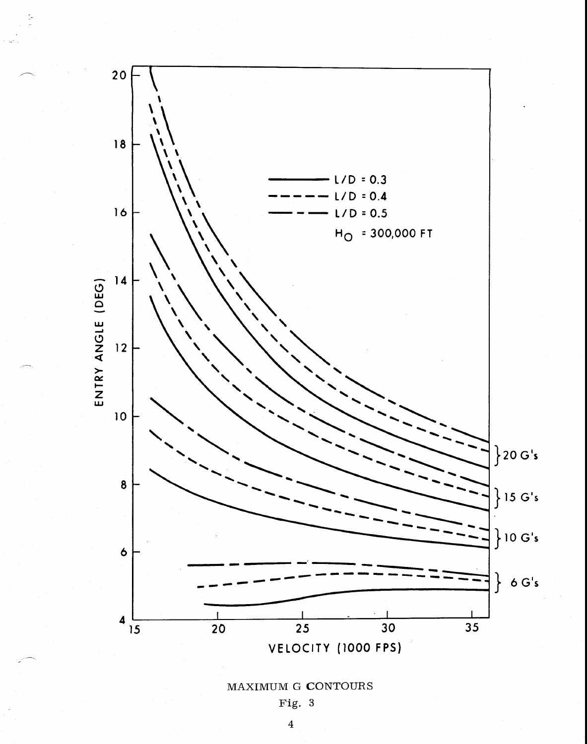MAXIMUM G CONTOURS

Fig. 3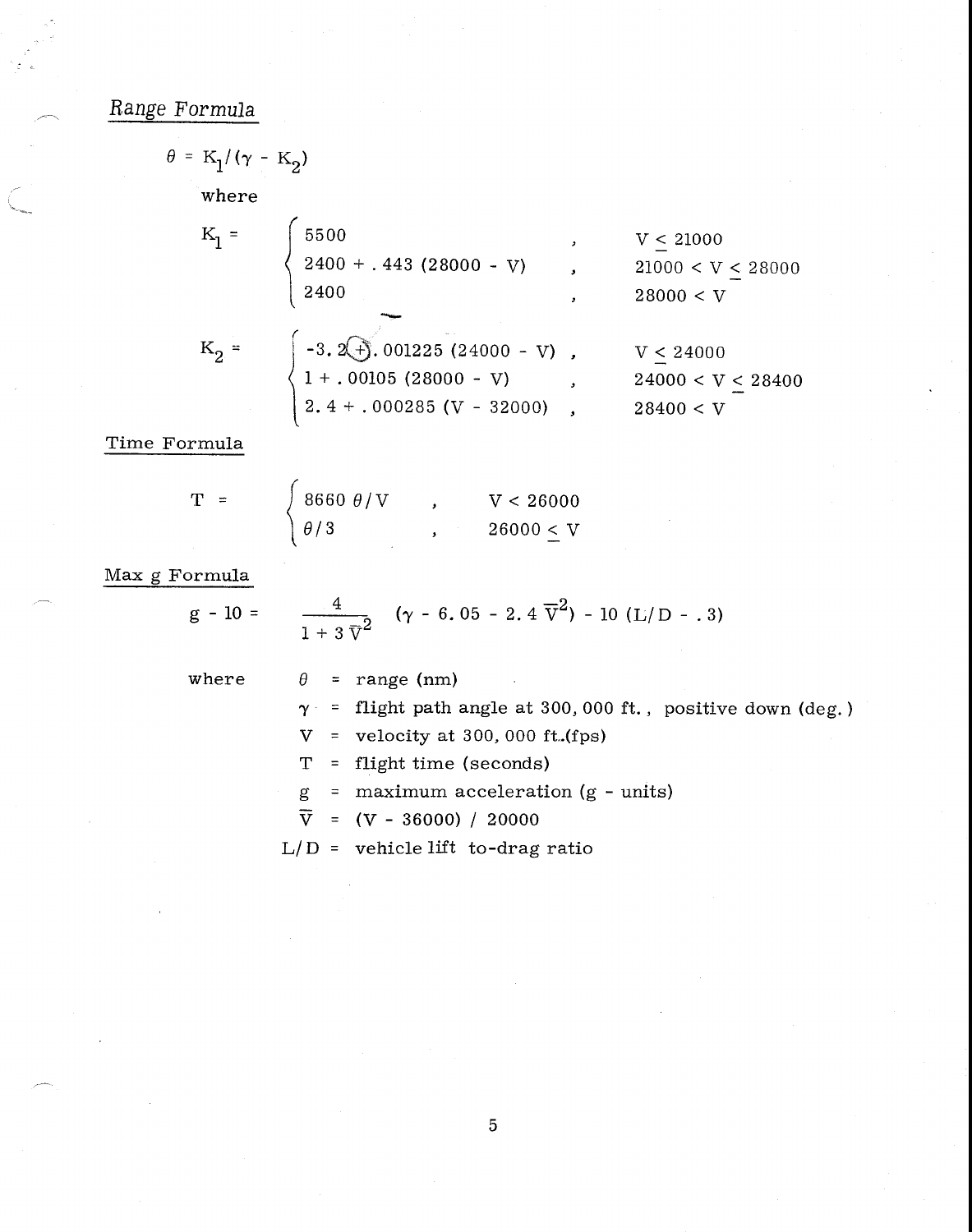## *Range Formula*

$$\theta = K_1/(\gamma - K_2)$$

where

$$K_1 = \begin{cases} 5500 & , \quad V \leq 21000 \\ 2400 + .443\,(28000 - V) & , \quad 21000 < V \leq 28000 \\ 2400 & , \quad 28000 < V \end{cases}$$

$$K_2 = \begin{cases} -3.2 + .001225\,(24000 - V) & , \quad V \leq 24000 \\ 1 + .00105\,(28000 - V) & , \quad 24000 < V \leq 28400 \\ 2.4 + .000285\,(V - 32000) & , \quad 28400 < V \end{cases}$$

## Time Formula

$$T = \begin{cases} 8660\,\theta/V & , \quad V < 26000 \\ \theta/3 & , \quad 26000 \leq V \end{cases}$$

## Max g Formula

$$g - 10 = \frac{4}{1 + 3\,\overline{V}^2}\,(\gamma - 6.05 - 2.4\,\overline{V}^2) - 10\,(L/D - .3)$$

where

- $\theta$ = range (nm)
- $\gamma$ = flight path angle at 300,000 ft., positive down (deg.)
- $V$ = velocity at 300,000 ft. (fps)
- $T$ = flight time (seconds)
- $g$ = maximum acceleration (g - units)
- $\overline{V}$ = $(V - 36000) / 20000$
- $L/D$ = vehicle lift to-drag ratio